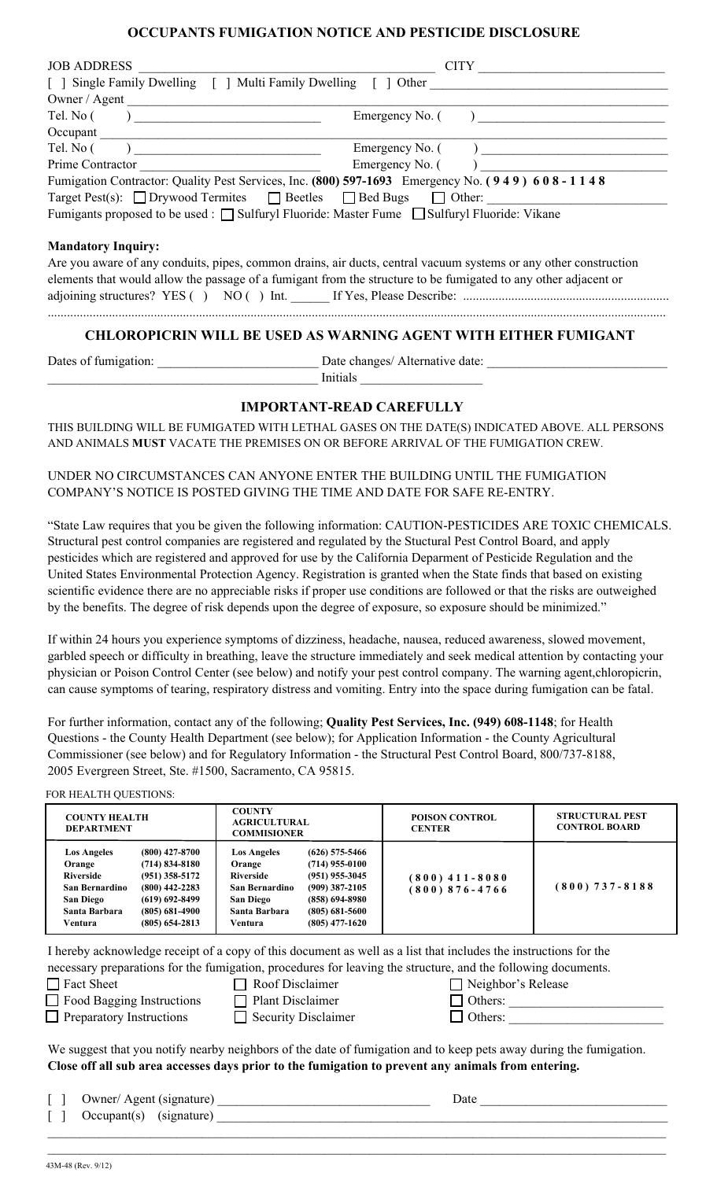# OCCUPANTS FUMIGATION NOTICE AND PESTICIDE DISCLOSURE

JOB ADDRESS ______________________________ CITY ______________________

[ ] Single Family Dwelling [ ] Multi Family Dwelling [ ] Other ______________________

Owner / Agent ______________________________________________

Tel. No ( ) ______________________ Emergency No. ( ) ______________________

Occupant ______________________________________________

Tel. No ( ) ______________________ Emergency No. ( ) ______________________

Prime Contractor ______________________ Emergency No. ( ) ______________________

Fumigation Contractor: Quality Pest Services, Inc. **(800) 597-1693** Emergency No. **(949) 608-1148**

Target Pest(s): ☐ Drywood Termites ☐ Beetles ☐ Bed Bugs ☐ Other: ______________________

Fumigants proposed to be used : ☐ Sulfuryl Fluoride: Master Fume ☐ Sulfuryl Fluoride: Vikane

**Mandatory Inquiry:**

Are you aware of any conduits, pipes, common drains, air ducts, central vacuum systems or any other construction elements that would allow the passage of a fumigant from the structure to be fumigated to any other adjacent or adjoining structures? YES ( ) NO ( ) Int. ______ If Yes, Please Describe: ..............................................................

..............................................................................................................................................................

## CHLOROPICRIN WILL BE USED AS WARNING AGENT WITH EITHER FUMIGANT

Dates of fumigation: ______________________ Date changes/ Alternative date: ______________________

______________________________________ Initials ______________________

## IMPORTANT-READ CAREFULLY

THIS BUILDING WILL BE FUMIGATED WITH LETHAL GASES ON THE DATE(S) INDICATED ABOVE. ALL PERSONS AND ANIMALS **MUST** VACATE THE PREMISES ON OR BEFORE ARRIVAL OF THE FUMIGATION CREW.

UNDER NO CIRCUMSTANCES CAN ANYONE ENTER THE BUILDING UNTIL THE FUMIGATION COMPANY'S NOTICE IS POSTED GIVING THE TIME AND DATE FOR SAFE RE-ENTRY.

"State Law requires that you be given the following information: CAUTION-PESTICIDES ARE TOXIC CHEMICALS. Structural pest control companies are registered and regulated by the Stuctural Pest Control Board, and apply pesticides which are registered and approved for use by the California Deparment of Pesticide Regulation and the United States Environmental Protection Agency. Registration is granted when the State finds that based on existing scientific evidence there are no appreciable risks if proper use conditions are followed or that the risks are outweighed by the benefits. The degree of risk depends upon the degree of exposure, so exposure should be minimized."

If within 24 hours you experience symptoms of dizziness, headache, nausea, reduced awareness, slowed movement, garbled speech or difficulty in breathing, leave the structure immediately and seek medical attention by contacting your physician or Poison Control Center (see below) and notify your pest control company. The warning agent,chloropicrin, can cause symptoms of tearing, respiratory distress and vomiting. Entry into the space during fumigation can be fatal.

For further information, contact any of the following; **Quality Pest Services, Inc. (949) 608-1148**; for Health Questions - the County Health Department (see below); for Application Information - the County Agricultural Commissioner (see below) and for Regulatory Information - the Structural Pest Control Board, 800/737-8188, 2005 Evergreen Street, Ste. #1500, Sacramento, CA 95815.

FOR HEALTH QUESTIONS:

| COUNTY HEALTH DEPARTMENT | | COUNTY AGRICULTURAL COMMISIONER | | POISON CONTROL CENTER | STRUCTURAL PEST CONTROL BOARD |
|---|---|---|---|---|---|
| **Los Angeles** | **(800) 427-8700** | **Los Angeles** | **(626) 575-5466** | **(800) 411-8080** | **(800) 737-8188** |
| **Orange** | **(714) 834-8180** | **Orange** | **(714) 955-0100** | **(800) 876-4766** | |
| **Riverside** | **(951) 358-5172** | **Riverside** | **(951) 955-3045** | | |
| **San Bernardino** | **(800) 442-2283** | **San Bernardino** | **(909) 387-2105** | | |
| **San Diego** | **(619) 692-8499** | **San Diego** | **(858) 694-8980** | | |
| **Santa Barbara** | **(805) 681-4900** | **Santa Barbara** | **(805) 681-5600** | | |
| **Ventura** | **(805) 654-2813** | **Ventura** | **(805) 477-1620** | | |

I hereby acknowledge receipt of a copy of this document as well as a list that includes the instructions for the necessary preparations for the fumigation, procedures for leaving the structure, and the following documents.

- ☐ Fact Sheet
- ☐ Food Bagging Instructions
- ☐ Preparatory Instructions
- ☐ Roof Disclaimer
- ☐ Plant Disclaimer
- ☐ Security Disclaimer
- ☐ Neighbor's Release
- ☐ Others: ______________________
- ☐ Others: ______________________

We suggest that you notify nearby neighbors of the date of fumigation and to keep pets away during the fumigation.
**Close off all sub area accesses days prior to the fumigation to prevent any animals from entering.**

[ ] Owner/ Agent (signature) ______________________________ Date ______________________

[ ] Occupant(s) (signature) ______________________________________________

43M-48 (Rev. 9/12)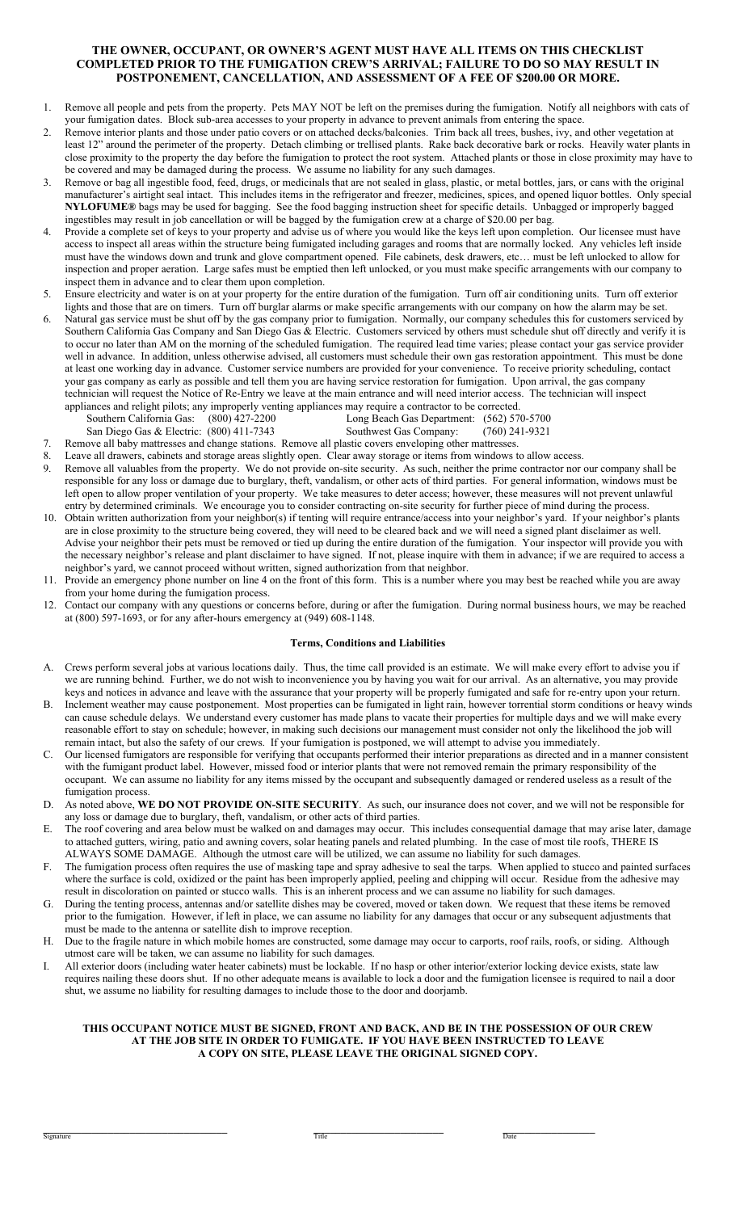**THE OWNER, OCCUPANT, OR OWNER'S AGENT MUST HAVE ALL ITEMS ON THIS CHECKLIST COMPLETED PRIOR TO THE FUMIGATION CREW'S ARRIVAL; FAILURE TO DO SO MAY RESULT IN POSTPONEMENT, CANCELLATION, AND ASSESSMENT OF A FEE OF $200.00 OR MORE.**

1. Remove all people and pets from the property. Pets MAY NOT be left on the premises during the fumigation. Notify all neighbors with cats of your fumigation dates. Block sub-area accesses to your property in advance to prevent animals from entering the space.
2. Remove interior plants and those under patio covers or on attached decks/balconies. Trim back all trees, bushes, ivy, and other vegetation at least 12" around the perimeter of the property. Detach climbing or trellised plants. Rake back decorative bark or rocks. Heavily water plants in close proximity to the property the day before the fumigation to protect the root system. Attached plants or those in close proximity may have to be covered and may be damaged during the process. We assume no liability for any such damages.
3. Remove or bag all ingestible food, feed, drugs, or medicinals that are not sealed in glass, plastic, or metal bottles, jars, or cans with the original manufacturer's airtight seal intact. This includes items in the refrigerator and freezer, medicines, spices, and opened liquor bottles. Only special **NYLOFUME®** bags may be used for bagging. See the food bagging instruction sheet for specific details. Unbagged or improperly bagged ingestibles may result in job cancellation or will be bagged by the fumigation crew at a charge of $20.00 per bag.
4. Provide a complete set of keys to your property and advise us of where you would like the keys left upon completion. Our licensee must have access to inspect all areas within the structure being fumigated including garages and rooms that are normally locked. Any vehicles left inside must have the windows down and trunk and glove compartment opened. File cabinets, desk drawers, etc… must be left unlocked to allow for inspection and proper aeration. Large safes must be emptied then left unlocked, or you must make specific arrangements with our company to inspect them in advance and to clear them upon completion.
5. Ensure electricity and water is on at your property for the entire duration of the fumigation. Turn off air conditioning units. Turn off exterior lights and those that are on timers. Turn off burglar alarms or make specific arrangements with our company on how the alarm may be set.
6. Natural gas service must be shut off by the gas company prior to fumigation. Normally, our company schedules this for customers serviced by Southern California Gas Company and San Diego Gas & Electric. Customers serviced by others must schedule shut off directly and verify it is to occur no later than AM on the morning of the scheduled fumigation. The required lead time varies; please contact your gas service provider well in advance. In addition, unless otherwise advised, all customers must schedule their own gas restoration appointment. This must be done at least one working day in advance. Customer service numbers are provided for your convenience. To receive priority scheduling, contact your gas company as early as possible and tell them you are having service restoration for fumigation. Upon arrival, the gas company technician will request the Notice of Re-Entry we leave at the main entrance and will need interior access. The technician will inspect appliances and relight pilots; any improperly venting appliances may require a contractor to be corrected.

   | | | | |
   |---|---|---|---|
   | Southern California Gas: | (800) 427-2200 | Long Beach Gas Department: | (562) 570-5700 |
   | San Diego Gas & Electric: | (800) 411-7343 | Southwest Gas Company: | (760) 241-9321 |

7. Remove all baby mattresses and change stations. Remove all plastic covers enveloping other mattresses.
8. Leave all drawers, cabinets and storage areas slightly open. Clear away storage or items from windows to allow access.
9. Remove all valuables from the property. We do not provide on-site security. As such, neither the prime contractor nor our company shall be responsible for any loss or damage due to burglary, theft, vandalism, or other acts of third parties. For general information, windows must be left open to allow proper ventilation of your property. We take measures to deter access; however, these measures will not prevent unlawful entry by determined criminals. We encourage you to consider contracting on-site security for further piece of mind during the process.
10. Obtain written authorization from your neighbor(s) if tenting will require entrance/access into your neighbor's yard. If your neighbor's plants are in close proximity to the structure being covered, they will need to be cleared back and we will need a signed plant disclaimer as well. Advise your neighbor their pets must be removed or tied up during the entire duration of the fumigation. Your inspector will provide you with the necessary neighbor's release and plant disclaimer to have signed. If not, please inquire with them in advance; if we are required to access a neighbor's yard, we cannot proceed without written, signed authorization from that neighbor.
11. Provide an emergency phone number on line 4 on the front of this form. This is a number where you may best be reached while you are away from your home during the fumigation process.
12. Contact our company with any questions or concerns before, during or after the fumigation. During normal business hours, we may be reached at (800) 597-1693, or for any after-hours emergency at (949) 608-1148.

**Terms, Conditions and Liabilities**

A. Crews perform several jobs at various locations daily. Thus, the time call provided is an estimate. We will make every effort to advise you if we are running behind. Further, we do not wish to inconvenience you by having you wait for our arrival. As an alternative, you may provide keys and notices in advance and leave with the assurance that your property will be properly fumigated and safe for re-entry upon your return.

B. Inclement weather may cause postponement. Most properties can be fumigated in light rain, however torrential storm conditions or heavy winds can cause schedule delays. We understand every customer has made plans to vacate their properties for multiple days and we will make every reasonable effort to stay on schedule; however, in making such decisions our management must consider not only the likelihood the job will remain intact, but also the safety of our crews. If your fumigation is postponed, we will attempt to advise you immediately.

C. Our licensed fumigators are responsible for verifying that occupants performed their interior preparations as directed and in a manner consistent with the fumigant product label. However, missed food or interior plants that were not removed remain the primary responsibility of the occupant. We can assume no liability for any items missed by the occupant and subsequently damaged or rendered useless as a result of the fumigation process.

D. As noted above, **WE DO NOT PROVIDE ON-SITE SECURITY**. As such, our insurance does not cover, and we will not be responsible for any loss or damage due to burglary, theft, vandalism, or other acts of third parties.

E. The roof covering and area below must be walked on and damages may occur. This includes consequential damage that may arise later, damage to attached gutters, wiring, patio and awning covers, solar heating panels and related plumbing. In the case of most tile roofs, THERE IS ALWAYS SOME DAMAGE. Although the utmost care will be utilized, we can assume no liability for such damages.

F. The fumigation process often requires the use of masking tape and spray adhesive to seal the tarps. When applied to stucco and painted surfaces where the surface is cold, oxidized or the paint has been improperly applied, peeling and chipping will occur. Residue from the adhesive may result in discoloration on painted or stucco walls. This is an inherent process and we can assume no liability for such damages.

G. During the tenting process, antennas and/or satellite dishes may be covered, moved or taken down. We request that these items be removed prior to the fumigation. However, if left in place, we can assume no liability for any damages that occur or any subsequent adjustments that must be made to the antenna or satellite dish to improve reception.

H. Due to the fragile nature in which mobile homes are constructed, some damage may occur to carports, roof rails, roofs, or siding. Although utmost care will be taken, we can assume no liability for such damages.

I. All exterior doors (including water heater cabinets) must be lockable. If no hasp or other interior/exterior locking device exists, state law requires nailing these doors shut. If no other adequate means is available to lock a door and the fumigation licensee is required to nail a door shut, we assume no liability for resulting damages to include those to the door and doorjamb.

**THIS OCCUPANT NOTICE MUST BE SIGNED, FRONT AND BACK, AND BE IN THE POSSESSION OF OUR CREW AT THE JOB SITE IN ORDER TO FUMIGATE. IF YOU HAVE BEEN INSTRUCTED TO LEAVE A COPY ON SITE, PLEASE LEAVE THE ORIGINAL SIGNED COPY.**

Signature ____________________ Title ____________________ Date ____________